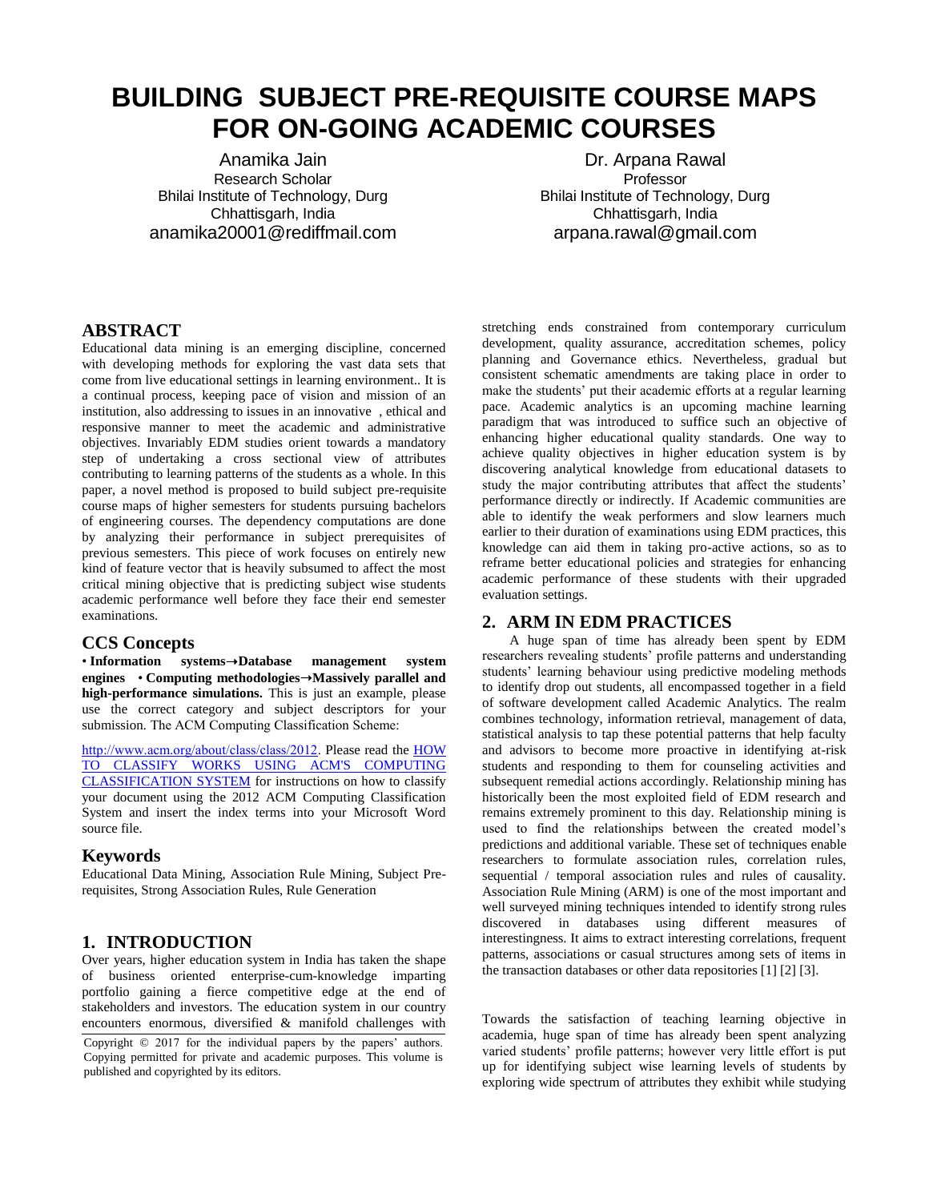# BUILDING SUBJECT PRE-REQUISITE COURSE MAPS FOR ON-GOING ACADEMIC COURSES

Anamika Jain
Research Scholar
Bhilai Institute of Technology, Durg
Chhattisgarh, India
anamika20001@rediffmail.com

Dr. Arpana Rawal
Professor
Bhilai Institute of Technology, Durg
Chhattisgarh, India
arpana.rawal@gmail.com

## ABSTRACT

Educational data mining is an emerging discipline, concerned with developing methods for exploring the vast data sets that come from live educational settings in learning environment.. It is a continual process, keeping pace of vision and mission of an institution, also addressing to issues in an innovative , ethical and responsive manner to meet the academic and administrative objectives. Invariably EDM studies orient towards a mandatory step of undertaking a cross sectional view of attributes contributing to learning patterns of the students as a whole. In this paper, a novel method is proposed to build subject pre-requisite course maps of higher semesters for students pursuing bachelors of engineering courses. The dependency computations are done by analyzing their performance in subject prerequisites of previous semesters. This piece of work focuses on entirely new kind of feature vector that is heavily subsumed to affect the most critical mining objective that is predicting subject wise students academic performance well before they face their end semester examinations.

## CCS Concepts

• **Information systems→Database management system engines** • **Computing methodologies→Massively parallel and high-performance simulations.** This is just an example, please use the correct category and subject descriptors for your submission. The ACM Computing Classification Scheme:

http://www.acm.org/about/class/class/2012. Please read the HOW TO CLASSIFY WORKS USING ACM'S COMPUTING CLASSIFICATION SYSTEM for instructions on how to classify your document using the 2012 ACM Computing Classification System and insert the index terms into your Microsoft Word source file.

## Keywords

Educational Data Mining, Association Rule Mining, Subject Pre-requisites, Strong Association Rules, Rule Generation

## 1. INTRODUCTION

Over years, higher education system in India has taken the shape of business oriented enterprise-cum-knowledge imparting portfolio gaining a fierce competitive edge at the end of stakeholders and investors. The education system in our country encounters enormous, diversified & manifold challenges with stretching ends constrained from contemporary curriculum development, quality assurance, accreditation schemes, policy planning and Governance ethics. Nevertheless, gradual but consistent schematic amendments are taking place in order to make the students' put their academic efforts at a regular learning pace. Academic analytics is an upcoming machine learning paradigm that was introduced to suffice such an objective of enhancing higher educational quality standards. One way to achieve quality objectives in higher education system is by discovering analytical knowledge from educational datasets to study the major contributing attributes that affect the students' performance directly or indirectly. If Academic communities are able to identify the weak performers and slow learners much earlier to their duration of examinations using EDM practices, this knowledge can aid them in taking pro-active actions, so as to reframe better educational policies and strategies for enhancing academic performance of these students with their upgraded evaluation settings.

Copyright © 2017 for the individual papers by the papers' authors. Copying permitted for private and academic purposes. This volume is published and copyrighted by its editors.

## 2. ARM IN EDM PRACTICES

A huge span of time has already been spent by EDM researchers revealing students' profile patterns and understanding students' learning behaviour using predictive modeling methods to identify drop out students, all encompassed together in a field of software development called Academic Analytics. The realm combines technology, information retrieval, management of data, statistical analysis to tap these potential patterns that help faculty and advisors to become more proactive in identifying at-risk students and responding to them for counseling activities and subsequent remedial actions accordingly. Relationship mining has historically been the most exploited field of EDM research and remains extremely prominent to this day. Relationship mining is used to find the relationships between the created model's predictions and additional variable. These set of techniques enable researchers to formulate association rules, correlation rules, sequential / temporal association rules and rules of causality. Association Rule Mining (ARM) is one of the most important and well surveyed mining techniques intended to identify strong rules discovered in databases using different measures of interestingness. It aims to extract interesting correlations, frequent patterns, associations or casual structures among sets of items in the transaction databases or other data repositories [1] [2] [3].

Towards the satisfaction of teaching learning objective in academia, huge span of time has already been spent analyzing varied students' profile patterns; however very little effort is put up for identifying subject wise learning levels of students by exploring wide spectrum of attributes they exhibit while studying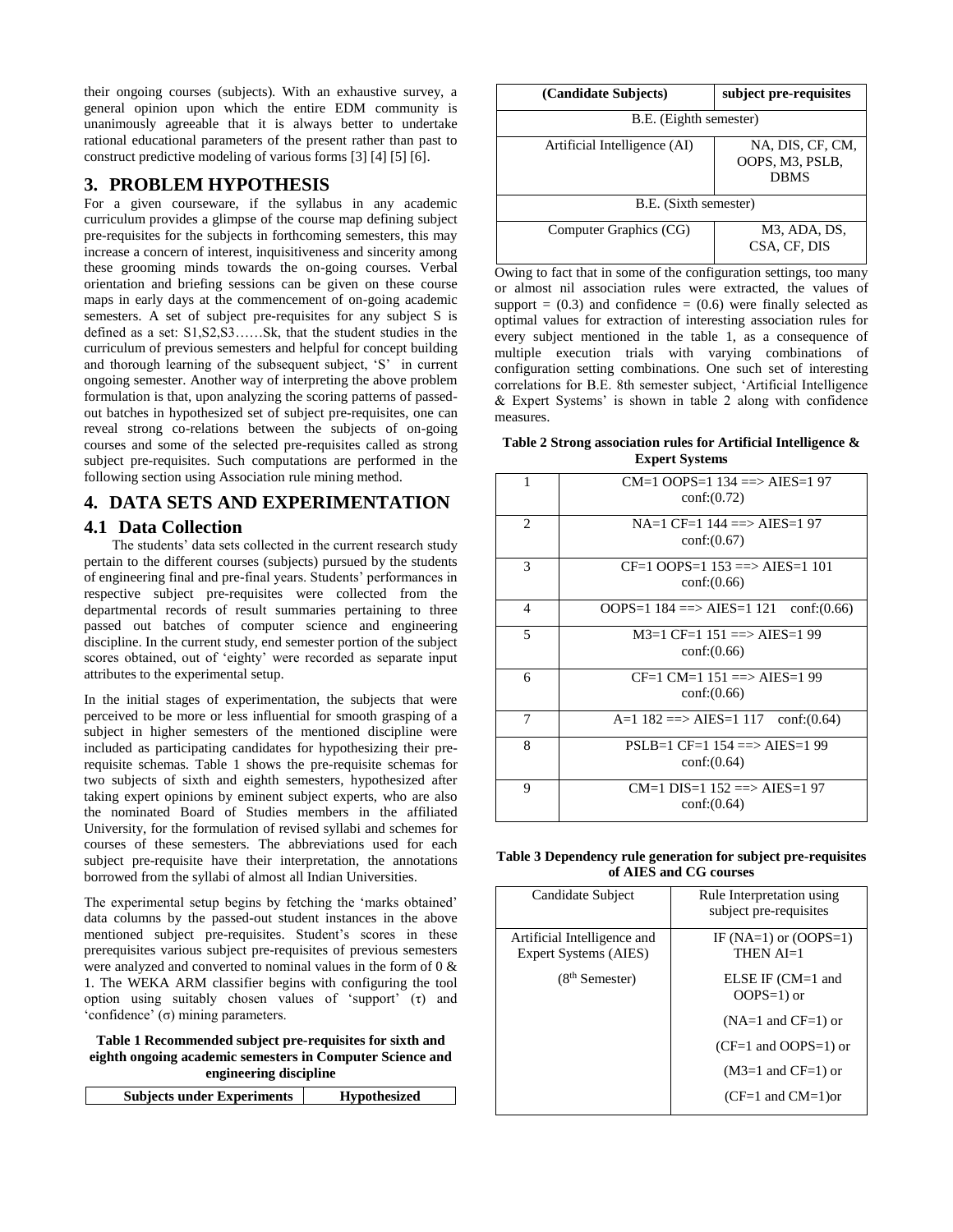their ongoing courses (subjects). With an exhaustive survey, a general opinion upon which the entire EDM community is unanimously agreeable that it is always better to undertake rational educational parameters of the present rather than past to construct predictive modeling of various forms [3] [4] [5] [6].

## 3. PROBLEM HYPOTHESIS

For a given courseware, if the syllabus in any academic curriculum provides a glimpse of the course map defining subject pre-requisites for the subjects in forthcoming semesters, this may increase a concern of interest, inquisitiveness and sincerity among these grooming minds towards the on-going courses. Verbal orientation and briefing sessions can be given on these course maps in early days at the commencement of on-going academic semesters. A set of subject pre-requisites for any subject S is defined as a set: S1,S2,S3……Sk, that the student studies in the curriculum of previous semesters and helpful for concept building and thorough learning of the subsequent subject, 'S' in current ongoing semester. Another way of interpreting the above problem formulation is that, upon analyzing the scoring patterns of passed-out batches in hypothesized set of subject pre-requisites, one can reveal strong co-relations between the subjects of on-going courses and some of the selected pre-requisites called as strong subject pre-requisites. Such computations are performed in the following section using Association rule mining method.

## 4. DATA SETS AND EXPERIMENTATION

### 4.1 Data Collection

The students' data sets collected in the current research study pertain to the different courses (subjects) pursued by the students of engineering final and pre-final years. Students' performances in respective subject pre-requisites were collected from the departmental records of result summaries pertaining to three passed out batches of computer science and engineering discipline. In the current study, end semester portion of the subject scores obtained, out of 'eighty' were recorded as separate input attributes to the experimental setup.

In the initial stages of experimentation, the subjects that were perceived to be more or less influential for smooth grasping of a subject in higher semesters of the mentioned discipline were included as participating candidates for hypothesizing their pre-requisite schemas. Table 1 shows the pre-requisite schemas for two subjects of sixth and eighth semesters, hypothesized after taking expert opinions by eminent subject experts, who are also the nominated Board of Studies members in the affiliated University, for the formulation of revised syllabi and schemes for courses of these semesters. The abbreviations used for each subject pre-requisite have their interpretation, the annotations borrowed from the syllabi of almost all Indian Universities.

The experimental setup begins by fetching the 'marks obtained' data columns by the passed-out student instances in the above mentioned subject pre-requisites. Student's scores in these prerequisites various subject pre-requisites of previous semesters were analyzed and converted to nominal values in the form of 0 & 1. The WEKA ARM classifier begins with configuring the tool option using suitably chosen values of 'support' ($\tau$) and 'confidence' ($\sigma$) mining parameters.

**Table 1 Recommended subject pre-requisites for sixth and eighth ongoing academic semesters in Computer Science and engineering discipline**

| Subjects under Experiments (Candidate Subjects) | Hypothesized subject pre-requisites |
|---|---|
| B.E. (Eighth semester) | |
| Artificial Intelligence (AI) | NA, DIS, CF, CM, OOPS, M3, PSLB, DBMS |
| B.E. (Sixth semester) | |
| Computer Graphics (CG) | M3, ADA, DS, CSA, CF, DIS |

Owing to fact that in some of the configuration settings, too many or almost nil association rules were extracted, the values of support = (0.3) and confidence = (0.6) were finally selected as optimal values for extraction of interesting association rules for every subject mentioned in the table 1, as a consequence of multiple execution trials with varying combinations of configuration setting combinations. One such set of interesting correlations for B.E. 8th semester subject, 'Artificial Intelligence & Expert Systems' is shown in table 2 along with confidence measures.

**Table 2 Strong association rules for Artificial Intelligence & Expert Systems**

| | |
|---|---|
| 1 | CM=1 OOPS=1 134 ==> AIES=1 97 conf:(0.72) |
| 2 | NA=1 CF=1 144 ==> AIES=1 97 conf:(0.67) |
| 3 | CF=1 OOPS=1 153 ==> AIES=1 101 conf:(0.66) |
| 4 | OOPS=1 184 ==> AIES=1 121 conf:(0.66) |
| 5 | M3=1 CF=1 151 ==> AIES=1 99 conf:(0.66) |
| 6 | CF=1 CM=1 151 ==> AIES=1 99 conf:(0.66) |
| 7 | A=1 182 ==> AIES=1 117 conf:(0.64) |
| 8 | PSLB=1 CF=1 154 ==> AIES=1 99 conf:(0.64) |
| 9 | CM=1 DIS=1 152 ==> AIES=1 97 conf:(0.64) |

**Table 3 Dependency rule generation for subject pre-requisites of AIES and CG courses**

| Candidate Subject | Rule Interpretation using subject pre-requisites |
|---|---|
| Artificial Intelligence and Expert Systems (AIES) (8th Semester) | IF (NA=1) or (OOPS=1) THEN AI=1<br>ELSE IF (CM=1 and OOPS=1) or<br>(NA=1 and CF=1) or<br>(CF=1 and OOPS=1) or<br>(M3=1 and CF=1) or<br>(CF=1 and CM=1)or |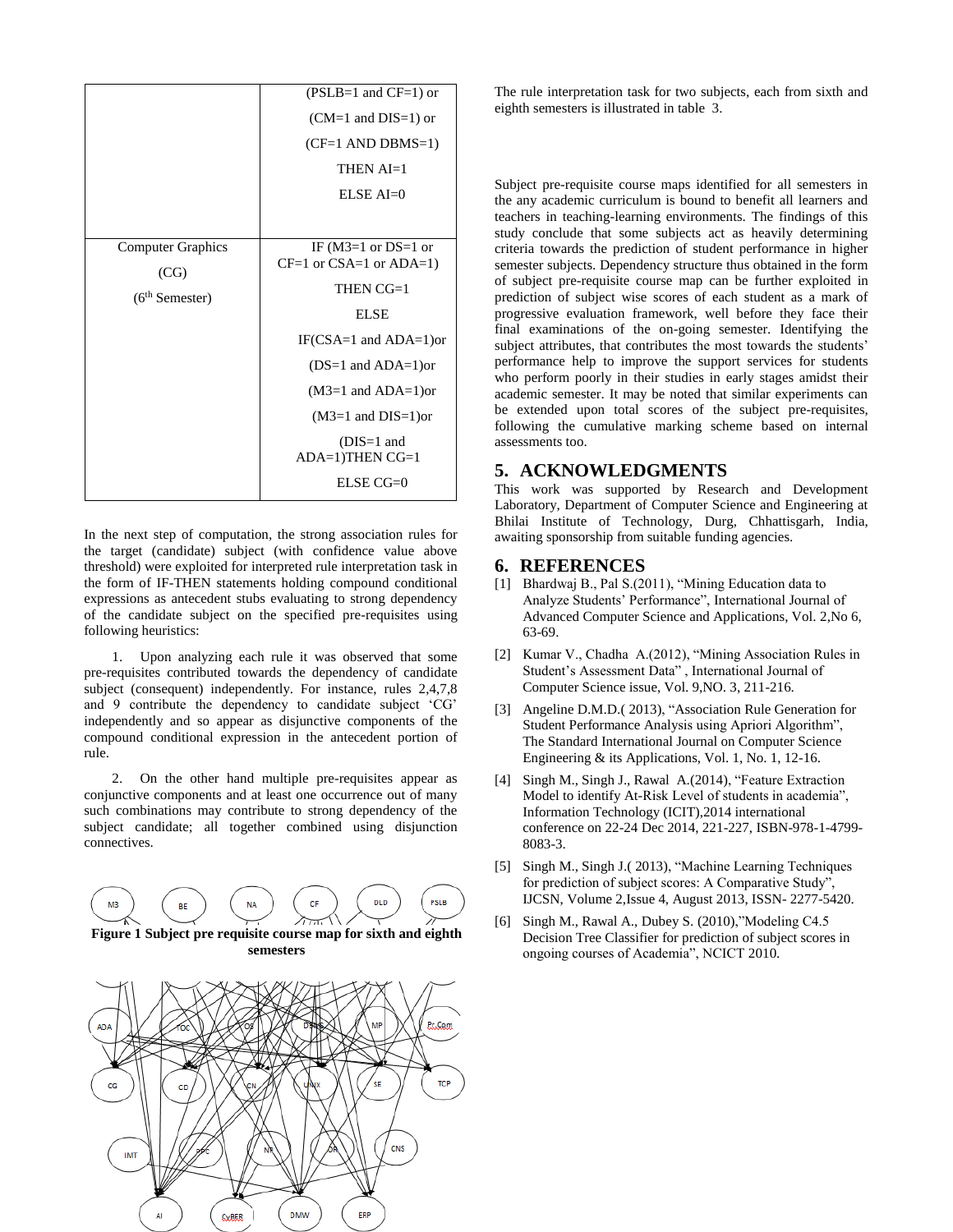| | |
|---|---|
| | (PSLB=1 and CF=1) or<br>(CM=1 and DIS=1) or<br>(CF=1 AND DBMS=1)<br>THEN AI=1<br>ELSE AI=0 |
| Computer Graphics<br>(CG)<br>(6th Semester) | IF (M3=1 or DS=1 or CF=1 or CSA=1 or ADA=1)<br>THEN CG=1<br>ELSE<br>IF(CSA=1 and ADA=1)or<br>(DS=1 and ADA=1)or<br>(M3=1 and ADA=1)or<br>(M3=1 and DIS=1)or<br>(DIS=1 and ADA=1)THEN CG=1<br>ELSE CG=0 |

In the next step of computation, the strong association rules for the target (candidate) subject (with confidence value above threshold) were exploited for interpreted rule interpretation task in the form of IF-THEN statements holding compound conditional expressions as antecedent stubs evaluating to strong dependency of the candidate subject on the specified pre-requisites using following heuristics:

1. Upon analyzing each rule it was observed that some pre-requisites contributed towards the dependency of candidate subject (consequent) independently. For instance, rules 2,4,7,8 and 9 contribute the dependency to candidate subject 'CG' independently and so appear as disjunctive components of the compound conditional expression in the antecedent portion of rule.

2. On the other hand multiple pre-requisites appear as conjunctive components and at least one occurrence out of many such combinations may contribute to strong dependency of the subject candidate; all together combined using disjunction connectives.

M3 BE NA CF DLD PSLB

ADA TOC OS DBMS MP Pr.Com

CG CD CN UNIX SE TCP

IMT PPC NF OR CNS

AI CYBER DMW ERP

**Figure 1 Subject pre requisite course map for sixth and eighth semesters**

The rule interpretation task for two subjects, each from sixth and eighth semesters is illustrated in table 3.

Subject pre-requisite course maps identified for all semesters in the any academic curriculum is bound to benefit all learners and teachers in teaching-learning environments. The findings of this study conclude that some subjects act as heavily determining criteria towards the prediction of student performance in higher semester subjects. Dependency structure thus obtained in the form of subject pre-requisite course map can be further exploited in prediction of subject wise scores of each student as a mark of progressive evaluation framework, well before they face their final examinations of the on-going semester. Identifying the subject attributes, that contributes the most towards the students' performance help to improve the support services for students who perform poorly in their studies in early stages amidst their academic semester. It may be noted that similar experiments can be extended upon total scores of the subject pre-requisites, following the cumulative marking scheme based on internal assessments too.

## 5. ACKNOWLEDGMENTS

This work was supported by Research and Development Laboratory, Department of Computer Science and Engineering at Bhilai Institute of Technology, Durg, Chhattisgarh, India, awaiting sponsorship from suitable funding agencies.

## 6. REFERENCES

[1] Bhardwaj B., Pal S.(2011), "Mining Education data to Analyze Students' Performance", International Journal of Advanced Computer Science and Applications, Vol. 2,No 6, 63-69.

[2] Kumar V., Chadha A.(2012), "Mining Association Rules in Student's Assessment Data" , International Journal of Computer Science issue, Vol. 9,NO. 3, 211-216.

[3] Angeline D.M.D.( 2013), "Association Rule Generation for Student Performance Analysis using Apriori Algorithm", The Standard International Journal on Computer Science Engineering & its Applications, Vol. 1, No. 1, 12-16.

[4] Singh M., Singh J., Rawal A.(2014), "Feature Extraction Model to identify At-Risk Level of students in academia", Information Technology (ICIT),2014 international conference on 22-24 Dec 2014, 221-227, ISBN-978-1-4799-8083-3.

[5] Singh M., Singh J.( 2013), "Machine Learning Techniques for prediction of subject scores: A Comparative Study", IJCSN, Volume 2,Issue 4, August 2013, ISSN- 2277-5420.

[6] Singh M., Rawal A., Dubey S. (2010),"Modeling C4.5 Decision Tree Classifier for prediction of subject scores in ongoing courses of Academia", NCICT 2010.